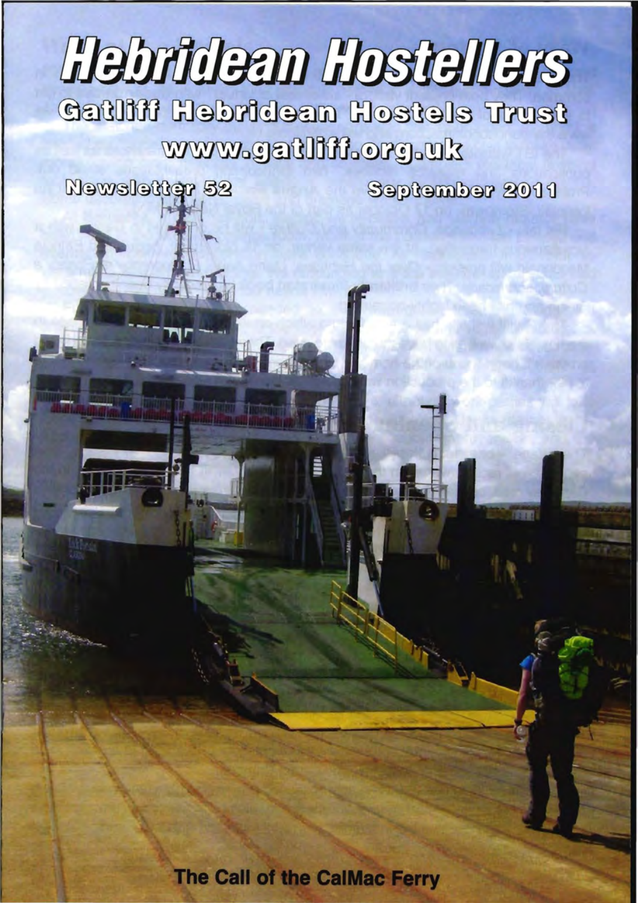# Hebridean Hostellers

## Gatliff Hebridean Hostels Trust

www.gatliff.org.uk

Newsletter 52

September 2011

The Call of the CalMac Ferry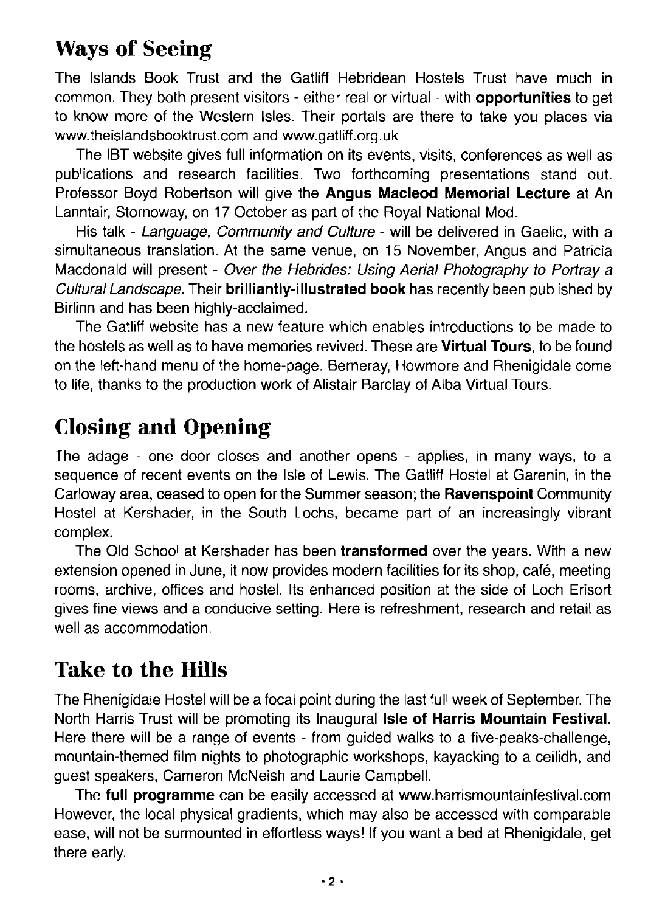## Ways of Seeing

The Islands Book Trust and the Gatliff Hebridean Hostels Trust have much in common. They both present visitors - either real or virtual - with **opportunities** to get to know more of the Western Isles. Their portals are there to take you places via www.theislandsbooktrust.com and www.gatliff.org.uk

The IBT website gives full information on its events, visits, conferences as well as publications and research facilities. Two forthcoming presentations stand out. Professor Boyd Robertson will give the **Angus Macleod Memorial Lecture** at An Lanntair, Stornoway, on 17 October as part of the Royal National Mod.

His talk - *Language, Community and Culture* - will be delivered in Gaelic, with a simultaneous translation. At the same venue, on 15 November, Angus and Patricia Macdonald will present - *Over the Hebrides: Using Aerial Photography to Portray a Cultural Landscape.* Their **brilliantly-illustrated book** has recently been published by Birlinn and has been highly-acclaimed.

The Gatliff website has a new feature which enables introductions to be made to the hostels as well as to have memories revived. These are **Virtual Tours,** to be found on the left-hand menu of the home-page. Berneray, Howmore and Rhenigidale come to life, thanks to the production work of Alistair Barclay of Alba Virtual Tours.

## Closing and Opening

The adage - one door closes and another opens - applies, in many ways, to a sequence of recent events on the Isle of Lewis. The Gatliff Hostel at Garenin, in the Carloway area, ceased to open for the Summer season; the **Ravenspoint** Community Hostel at Kershader, in the South Lochs, became part of an increasingly vibrant complex.

The Old School at Kershader has been **transformed** over the years. With a new extension opened in June, it now provides modern facilities for its shop, café, meeting rooms, archive, offices and hostel. Its enhanced position at the side of Loch Erisort gives fine views and a conducive setting. Here is refreshment, research and retail as well as accommodation.

## Take to the Hills

The Rhenigidale Hostel will be a focal point during the last full week of September. The North Harris Trust will be promoting its Inaugural **Isle of Harris Mountain Festival.** Here there will be a range of events - from guided walks to a five-peaks-challenge, mountain-themed film nights to photographic workshops, kayacking to a ceilidh, and guest speakers, Cameron McNeish and Laurie Campbell.

The **full programme** can be easily accessed at www.harrismountainfestival.com However, the local physical gradients, which may also be accessed with comparable ease, will not be surmounted in effortless ways! If you want a bed at Rhenigidale, get there early.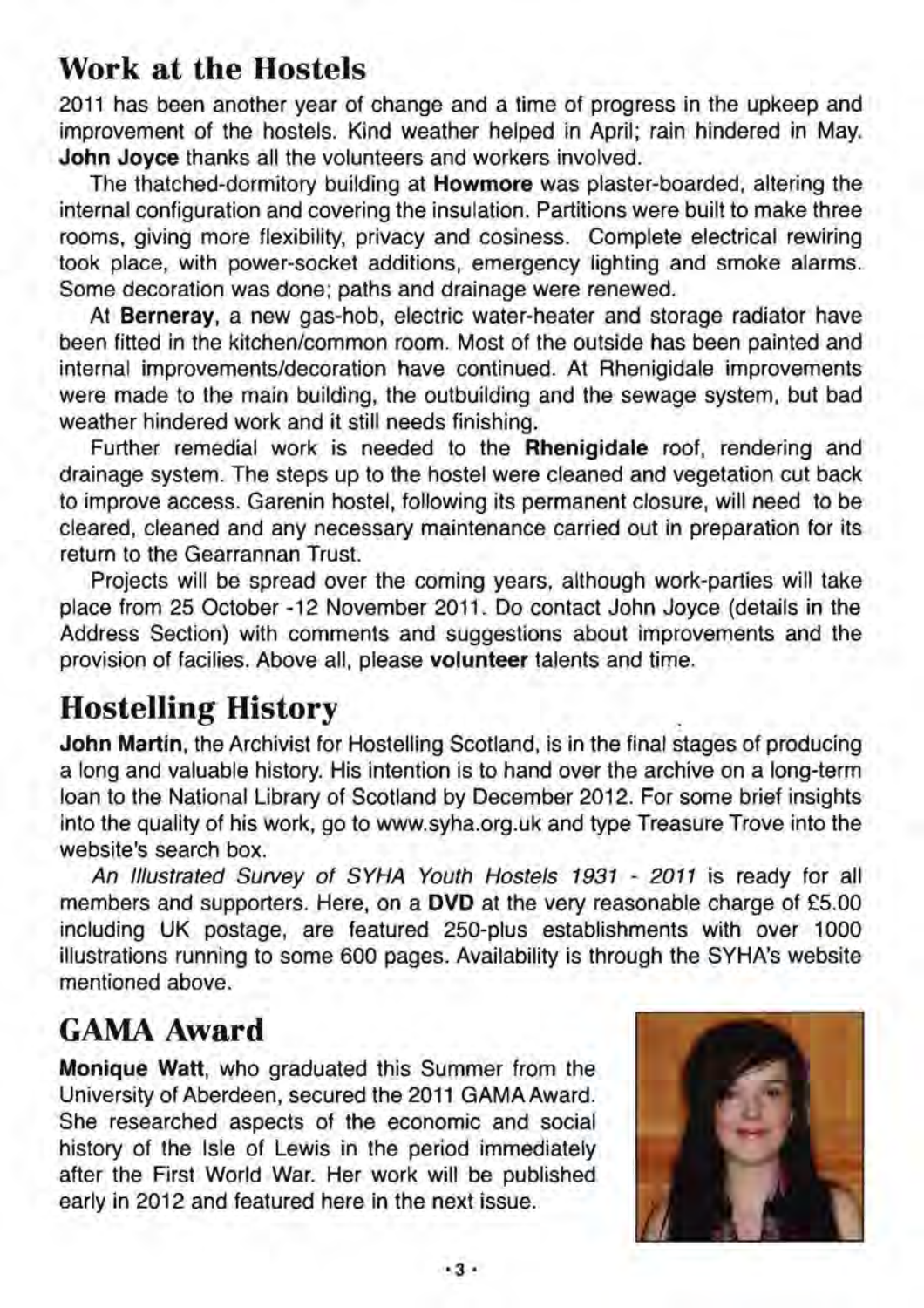## Work at the Hostels

2011 has been another year of change and a time of progress in the upkeep and improvement of the hostels. Kind weather helped in April; rain hindered in May. **John Joyce** thanks all the volunteers and workers involved.

The thatched-dormitory building at **Howmore** was plaster-boarded, altering the internal configuration and covering the insulation. Partitions were built to make three rooms, giving more flexibility, privacy and cosiness. Complete electrical rewiring took place, with power-socket additions, emergency lighting and smoke alarms. Some decoration was done; paths and drainage were renewed.

At **Berneray**, a new gas-hob, electric water-heater and storage radiator have been fitted in the kitchen/common room. Most of the outside has been painted and internal improvements/decoration have continued. At Rhenigidale improvements were made to the main building, the outbuilding and the sewage system, but bad weather hindered work and it still needs finishing.

Further remedial work is needed to the **Rhenigidale** roof, rendering and drainage system. The steps up to the hostel were cleaned and vegetation cut back to improve access. Garenin hostel, following its permanent closure, will need to be cleared, cleaned and any necessary maintenance carried out in preparation for its return to the Gearrannan Trust.

Projects will be spread over the coming years, although work-parties will take place from 25 October -12 November 2011. Do contact John Joyce (details in the Address Section) with comments and suggestions about improvements and the provision of facilies. Above all, please **volunteer** talents and time.

## Hostelling History

**John Martin**, the Archivist for Hostelling Scotland, is in the final stages of producing a long and valuable history. His intention is to hand over the archive on a long-term loan to the National Library of Scotland by December 2012. For some brief insights into the quality of his work, go to www.syha.org.uk and type Treasure Trove into the website's search box.

*An Illustrated Survey of SYHA Youth Hostels 1931 - 2011* is ready for all members and supporters. Here, on a **DVD** at the very reasonable charge of £5.00 including UK postage, are featured 250-plus establishments with over 1000 illustrations running to some 600 pages. Availability is through the SYHA's website mentioned above.

## GAMA Award

**Monique Watt**, who graduated this Summer from the University of Aberdeen, secured the 2011 GAMA Award. She researched aspects of the economic and social history of the Isle of Lewis in the period immediately after the First World War. Her work will be published early in 2012 and featured here in the next issue.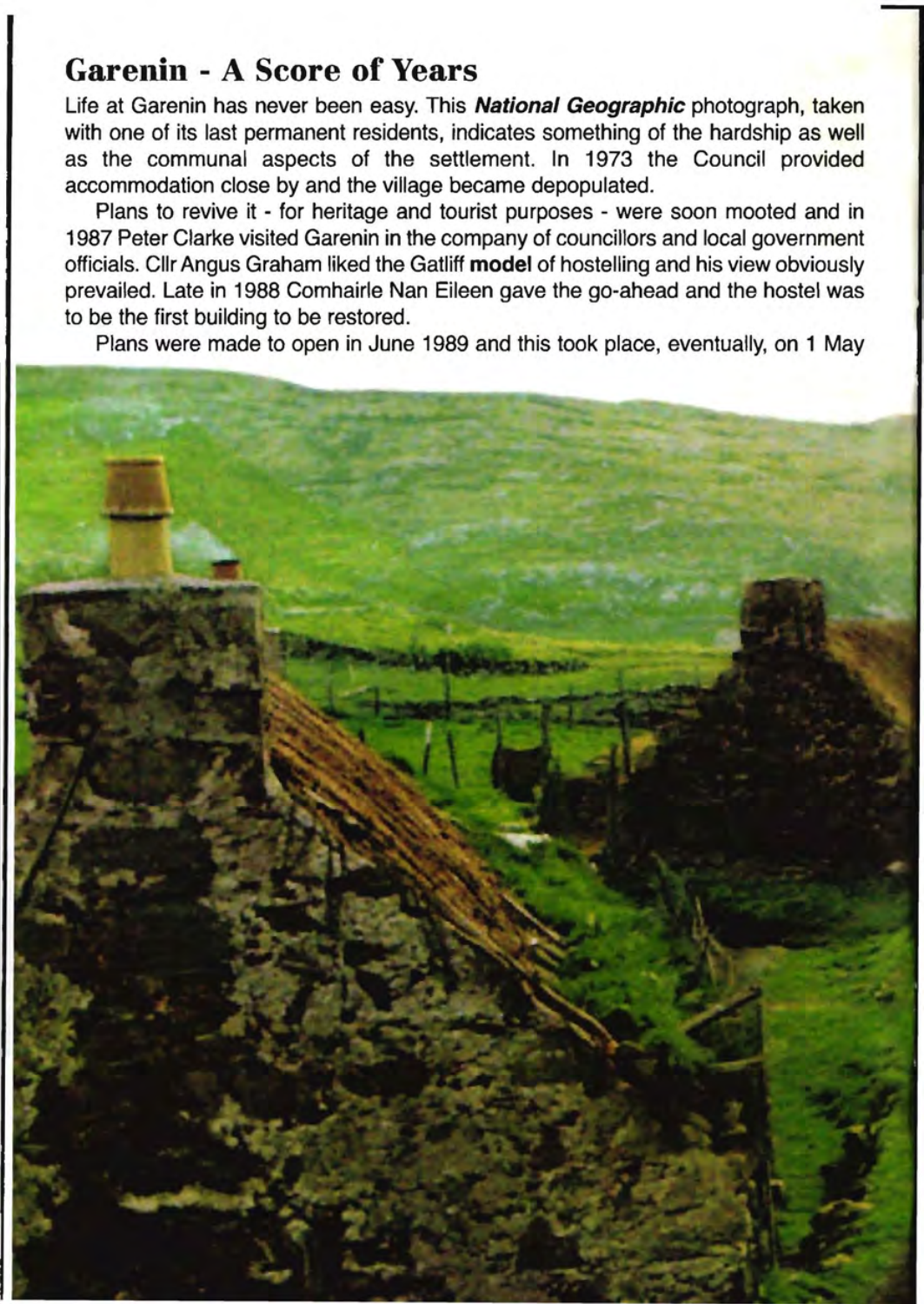## Garenin - A Score of Years

Life at Garenin has never been easy. This ***National Geographic*** photograph, taken with one of its last permanent residents, indicates something of the hardship as well as the communal aspects of the settlement. In 1973 the Council provided accommodation close by and the village became depopulated.

Plans to revive it - for heritage and tourist purposes - were soon mooted and in 1987 Peter Clarke visited Garenin in the company of councillors and local government officials. Cllr Angus Graham liked the Gatliff **model** of hostelling and his view obviously prevailed. Late in 1988 Comhairle Nan Eileen gave the go-ahead and the hostel was to be the first building to be restored.

Plans were made to open in June 1989 and this took place, eventually, on 1 May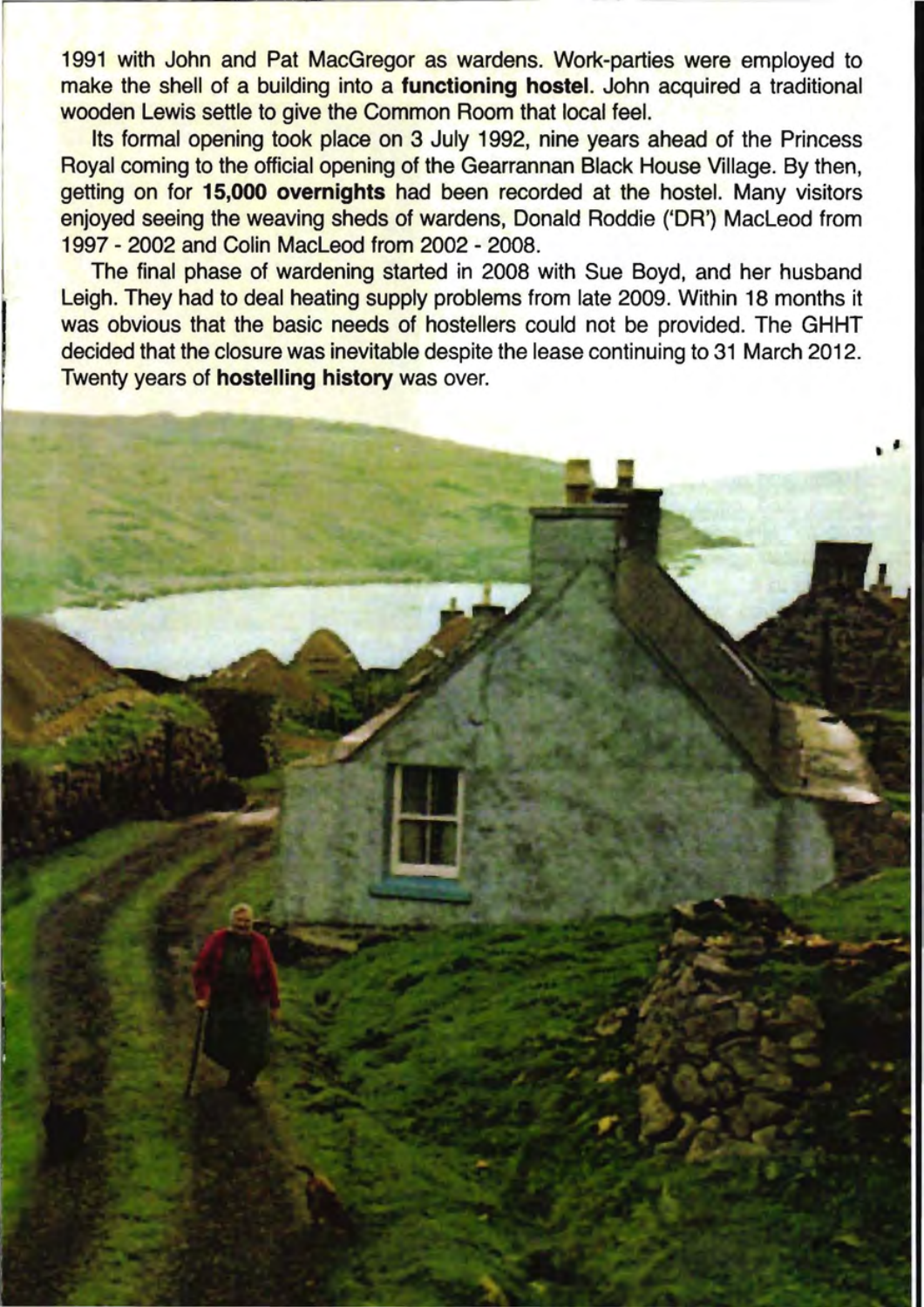1991 with John and Pat MacGregor as wardens. Work-parties were employed to make the shell of a building into a **functioning hostel**. John acquired a traditional wooden Lewis settle to give the Common Room that local feel.

Its formal opening took place on 3 July 1992, nine years ahead of the Princess Royal coming to the official opening of the Gearrannan Black House Village. By then, getting on for **15,000 overnights** had been recorded at the hostel. Many visitors enjoyed seeing the weaving sheds of wardens, Donald Roddie ('DR') MacLeod from 1997 - 2002 and Colin MacLeod from 2002 - 2008.

The final phase of wardening started in 2008 with Sue Boyd, and her husband Leigh. They had to deal heating supply problems from late 2009. Within 18 months it was obvious that the basic needs of hostellers could not be provided. The GHHT decided that the closure was inevitable despite the lease continuing to 31 March 2012. Twenty years of **hostelling history** was over.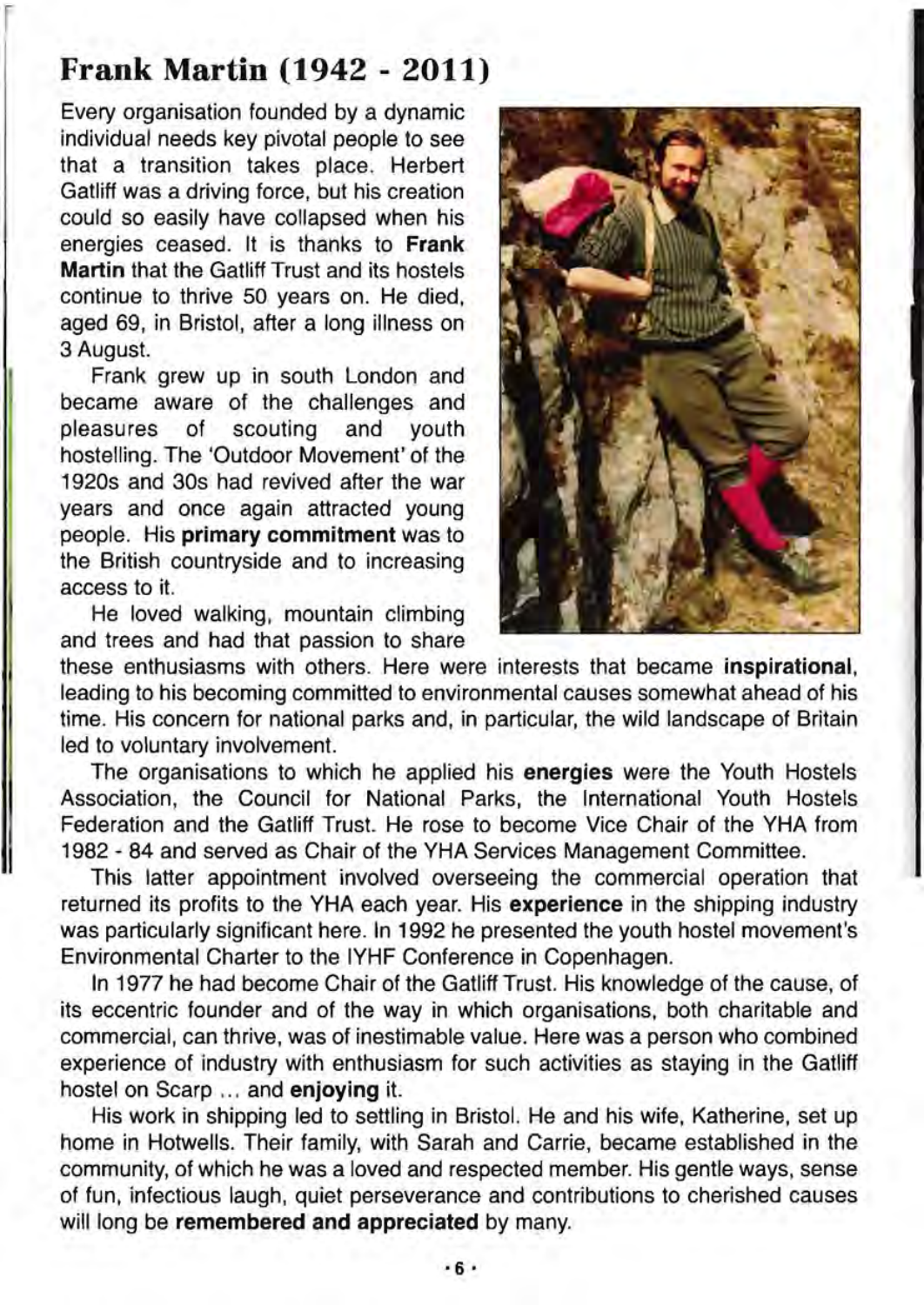## Frank Martin (1942 - 2011)

Every organisation founded by a dynamic individual needs key pivotal people to see that a transition takes place. Herbert Gatliff was a driving force, but his creation could so easily have collapsed when his energies ceased. It is thanks to **Frank Martin** that the Gatliff Trust and its hostels continue to thrive 50 years on. He died, aged 69, in Bristol, after a long illness on 3 August.

Frank grew up in south London and became aware of the challenges and pleasures of scouting and youth hostelling. The 'Outdoor Movement' of the 1920s and 30s had revived after the war years and once again attracted young people. His **primary commitment** was to the British countryside and to increasing access to it.

He loved walking, mountain climbing and trees and had that passion to share these enthusiasms with others. Here were interests that became **inspirational**, leading to his becoming committed to environmental causes somewhat ahead of his time. His concern for national parks and, in particular, the wild landscape of Britain led to voluntary involvement.

The organisations to which he applied his **energies** were the Youth Hostels Association, the Council for National Parks, the International Youth Hostels Federation and the Gatliff Trust. He rose to become Vice Chair of the YHA from 1982 - 84 and served as Chair of the YHA Services Management Committee.

This latter appointment involved overseeing the commercial operation that returned its profits to the YHA each year. His **experience** in the shipping industry was particularly significant here. In 1992 he presented the youth hostel movement's Environmental Charter to the IYHF Conference in Copenhagen.

In 1977 he had become Chair of the Gatliff Trust. His knowledge of the cause, of its eccentric founder and of the way in which organisations, both charitable and commercial, can thrive, was of inestimable value. Here was a person who combined experience of industry with enthusiasm for such activities as staying in the Gatliff hostel on Scarp ... and **enjoying** it.

His work in shipping led to settling in Bristol. He and his wife, Katherine, set up home in Hotwells. Their family, with Sarah and Carrie, became established in the community, of which he was a loved and respected member. His gentle ways, sense of fun, infectious laugh, quiet perseverance and contributions to cherished causes will long be **remembered and appreciated** by many.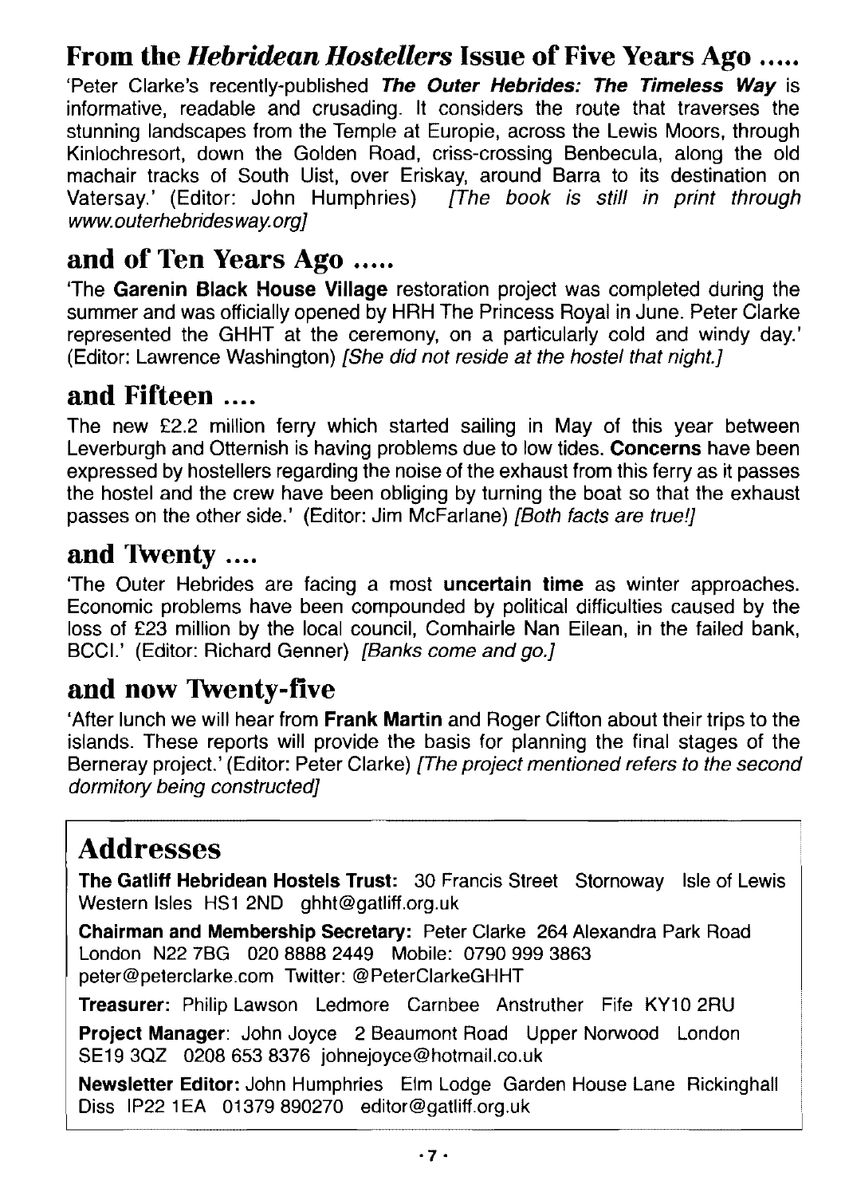## From the *Hebridean Hostellers* Issue of Five Years Ago .....

'Peter Clarke's recently-published ***The Outer Hebrides: The Timeless Way*** is informative, readable and crusading. It considers the route that traverses the stunning landscapes from the Temple at Europie, across the Lewis Moors, through Kinlochresort, down the Golden Road, criss-crossing Benbecula, along the old machair tracks of South Uist, over Eriskay, around Barra to its destination on Vatersay.' (Editor: John Humphries) *[The book is still in print through www.outerhebridesway.org]*

## and of Ten Years Ago .....

'The **Garenin Black House Village** restoration project was completed during the summer and was officially opened by HRH The Princess Royal in June. Peter Clarke represented the GHHT at the ceremony, on a particularly cold and windy day.' (Editor: Lawrence Washington) *[She did not reside at the hostel that night.]*

## and Fifteen ....

The new £2.2 million ferry which started sailing in May of this year between Leverburgh and Otternish is having problems due to low tides. **Concerns** have been expressed by hostellers regarding the noise of the exhaust from this ferry as it passes the hostel and the crew have been obliging by turning the boat so that the exhaust passes on the other side.' (Editor: Jim McFarlane) *[Both facts are true!]*

## and Twenty ....

'The Outer Hebrides are facing a most **uncertain time** as winter approaches. Economic problems have been compounded by political difficulties caused by the loss of £23 million by the local council, Comhairle Nan Eilean, in the failed bank, BCCI.' (Editor: Richard Genner) *[Banks come and go.]*

## and now Twenty-five

'After lunch we will hear from **Frank Martin** and Roger Clifton about their trips to the islands. These reports will provide the basis for planning the final stages of the Berneray project.' (Editor: Peter Clarke) *[The project mentioned refers to the second dormitory being constructed]*

## Addresses

**The Gatliff Hebridean Hostels Trust:** 30 Francis Street Stornoway Isle of Lewis Western Isles HS1 2ND ghht@gatliff.org.uk

**Chairman and Membership Secretary:** Peter Clarke 264 Alexandra Park Road London N22 7BG 020 8888 2449 Mobile: 0790 999 3863 peter@peterclarke.com Twitter: @PeterClarkeGHHT

**Treasurer:** Philip Lawson Ledmore Carnbee Anstruther Fife KY10 2RU

**Project Manager**: John Joyce 2 Beaumont Road Upper Norwood London SE19 3QZ 0208 653 8376 johnejoyce@hotmail.co.uk

**Newsletter Editor:** John Humphries Elm Lodge Garden House Lane Rickinghall Diss IP22 1EA 01379 890270 editor@gatliff.org.uk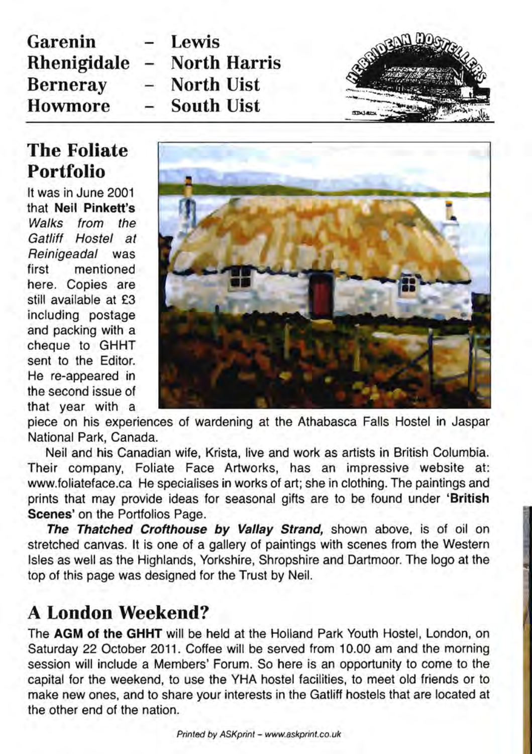| | | |
|---|---|---|
| **Garenin** | – | **Lewis** |
| **Rhenigidale** | – | **North Harris** |
| **Berneray** | – | **North Uist** |
| **Howmore** | – | **South Uist** |

## The Foliate Portfolio

It was in June 2001 that **Neil Pinkett's** *Walks from the Gatliff Hostel at Reinigeadal* was first mentioned here. Copies are still available at £3 including postage and packing with a cheque to GHHT sent to the Editor. He re-appeared in the second issue of that year with a piece on his experiences of wardening at the Athabasca Falls Hostel in Jaspar National Park, Canada.

Neil and his Canadian wife, Krista, live and work as artists in British Columbia. Their company, Foliate Face Artworks, has an impressive website at: www.foliateface.ca He specialises in works of art; she in clothing. The paintings and prints that may provide ideas for seasonal gifts are to be found under **'British Scenes'** on the Portfolios Page.

***The Thatched Crofthouse by Vallay Strand,*** shown above, is of oil on stretched canvas. It is one of a gallery of paintings with scenes from the Western Isles as well as the Highlands, Yorkshire, Shropshire and Dartmoor. The logo at the top of this page was designed for the Trust by Neil.

## A London Weekend?

The **AGM of the GHHT** will be held at the Holland Park Youth Hostel, London, on Saturday 22 October 2011. Coffee will be served from 10.00 am and the morning session will include a Members' Forum. So here is an opportunity to come to the capital for the weekend, to use the YHA hostel facilities, to meet old friends or to make new ones, and to share your interests in the Gatliff hostels that are located at the other end of the nation.

*Printed by ASKprint – www.askprint.co.uk*